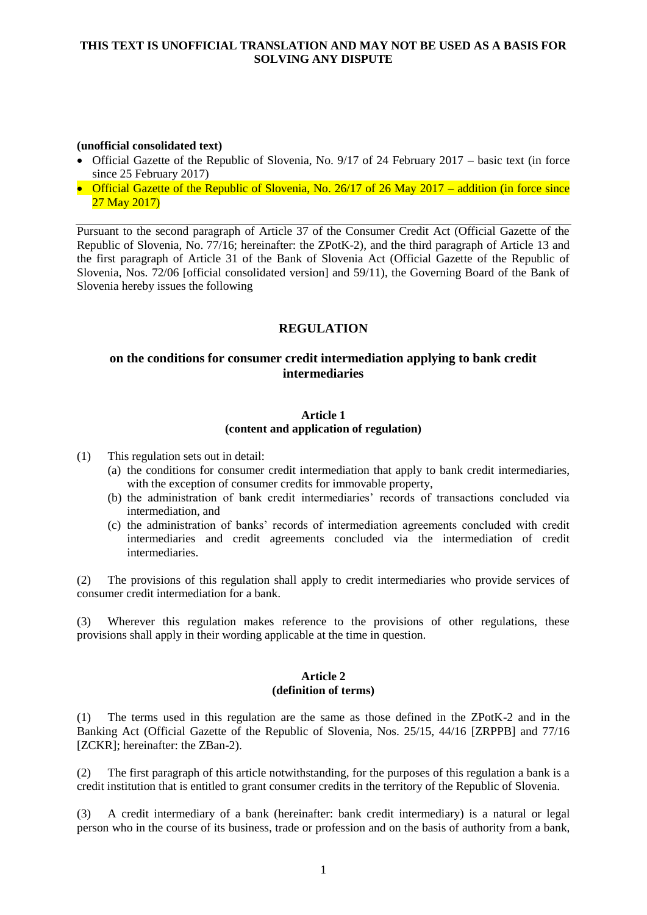**THIS TEXT IS UNOFFICIAL TRANSLATION AND MAY NOT BE USED AS A BASIS FOR SOLVING ANY DISPUTE**

**(unofficial consolidated text)**

- Official Gazette of the Republic of Slovenia, No. 9/17 of 24 February 2017 – basic text (in force since 25 February 2017)
- Official Gazette of the Republic of Slovenia, No. 26/17 of 26 May 2017 – addition (in force since 27 May 2017)

Pursuant to the second paragraph of Article 37 of the Consumer Credit Act (Official Gazette of the Republic of Slovenia, No. 77/16; hereinafter: the ZPotK-2), and the third paragraph of Article 13 and the first paragraph of Article 31 of the Bank of Slovenia Act (Official Gazette of the Republic of Slovenia, Nos. 72/06 [official consolidated version] and 59/11), the Governing Board of the Bank of Slovenia hereby issues the following

# REGULATION

## on the conditions for consumer credit intermediation applying to bank credit intermediaries

### Article 1
### (content and application of regulation)

(1) This regulation sets out in detail:

(a) the conditions for consumer credit intermediation that apply to bank credit intermediaries, with the exception of consumer credits for immovable property,

(b) the administration of bank credit intermediaries' records of transactions concluded via intermediation, and

(c) the administration of banks' records of intermediation agreements concluded with credit intermediaries and credit agreements concluded via the intermediation of credit intermediaries.

(2) The provisions of this regulation shall apply to credit intermediaries who provide services of consumer credit intermediation for a bank.

(3) Wherever this regulation makes reference to the provisions of other regulations, these provisions shall apply in their wording applicable at the time in question.

### Article 2
### (definition of terms)

(1) The terms used in this regulation are the same as those defined in the ZPotK-2 and in the Banking Act (Official Gazette of the Republic of Slovenia, Nos. 25/15, 44/16 [ZRPPB] and 77/16 [ZCKR]; hereinafter: the ZBan-2).

(2) The first paragraph of this article notwithstanding, for the purposes of this regulation a bank is a credit institution that is entitled to grant consumer credits in the territory of the Republic of Slovenia.

(3) A credit intermediary of a bank (hereinafter: bank credit intermediary) is a natural or legal person who in the course of its business, trade or profession and on the basis of authority from a bank,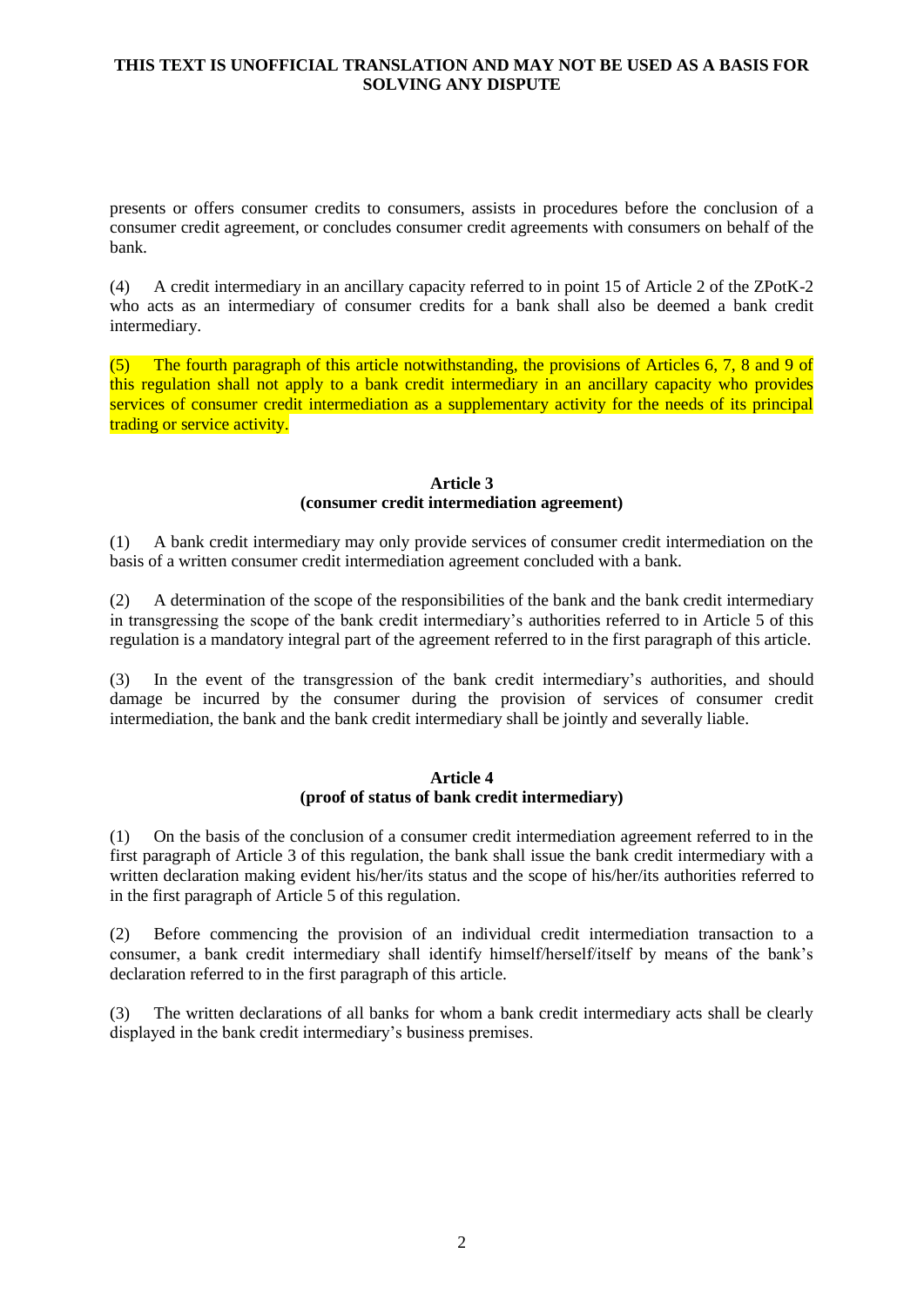presents or offers consumer credits to consumers, assists in procedures before the conclusion of a consumer credit agreement, or concludes consumer credit agreements with consumers on behalf of the bank.

(4) A credit intermediary in an ancillary capacity referred to in point 15 of Article 2 of the ZPotK-2 who acts as an intermediary of consumer credits for a bank shall also be deemed a bank credit intermediary.

(5) The fourth paragraph of this article notwithstanding, the provisions of Articles 6, 7, 8 and 9 of this regulation shall not apply to a bank credit intermediary in an ancillary capacity who provides services of consumer credit intermediation as a supplementary activity for the needs of its principal trading or service activity.

**Article 3**
**(consumer credit intermediation agreement)**

(1) A bank credit intermediary may only provide services of consumer credit intermediation on the basis of a written consumer credit intermediation agreement concluded with a bank.

(2) A determination of the scope of the responsibilities of the bank and the bank credit intermediary in transgressing the scope of the bank credit intermediary's authorities referred to in Article 5 of this regulation is a mandatory integral part of the agreement referred to in the first paragraph of this article.

(3) In the event of the transgression of the bank credit intermediary's authorities, and should damage be incurred by the consumer during the provision of services of consumer credit intermediation, the bank and the bank credit intermediary shall be jointly and severally liable.

**Article 4**
**(proof of status of bank credit intermediary)**

(1) On the basis of the conclusion of a consumer credit intermediation agreement referred to in the first paragraph of Article 3 of this regulation, the bank shall issue the bank credit intermediary with a written declaration making evident his/her/its status and the scope of his/her/its authorities referred to in the first paragraph of Article 5 of this regulation.

(2) Before commencing the provision of an individual credit intermediation transaction to a consumer, a bank credit intermediary shall identify himself/herself/itself by means of the bank's declaration referred to in the first paragraph of this article.

(3) The written declarations of all banks for whom a bank credit intermediary acts shall be clearly displayed in the bank credit intermediary's business premises.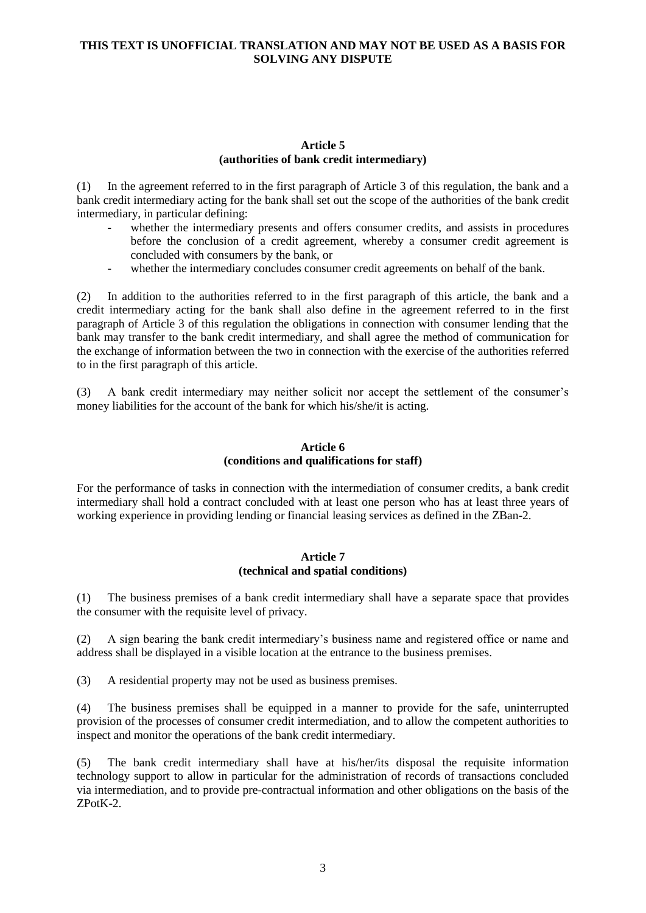**THIS TEXT IS UNOFFICIAL TRANSLATION AND MAY NOT BE USED AS A BASIS FOR SOLVING ANY DISPUTE**

### Article 5
### (authorities of bank credit intermediary)

(1) In the agreement referred to in the first paragraph of Article 3 of this regulation, the bank and a bank credit intermediary acting for the bank shall set out the scope of the authorities of the bank credit intermediary, in particular defining:

- whether the intermediary presents and offers consumer credits, and assists in procedures before the conclusion of a credit agreement, whereby a consumer credit agreement is concluded with consumers by the bank, or
- whether the intermediary concludes consumer credit agreements on behalf of the bank.

(2) In addition to the authorities referred to in the first paragraph of this article, the bank and a credit intermediary acting for the bank shall also define in the agreement referred to in the first paragraph of Article 3 of this regulation the obligations in connection with consumer lending that the bank may transfer to the bank credit intermediary, and shall agree the method of communication for the exchange of information between the two in connection with the exercise of the authorities referred to in the first paragraph of this article.

(3) A bank credit intermediary may neither solicit nor accept the settlement of the consumer's money liabilities for the account of the bank for which his/she/it is acting.

### Article 6
### (conditions and qualifications for staff)

For the performance of tasks in connection with the intermediation of consumer credits, a bank credit intermediary shall hold a contract concluded with at least one person who has at least three years of working experience in providing lending or financial leasing services as defined in the ZBan-2.

### Article 7
### (technical and spatial conditions)

(1) The business premises of a bank credit intermediary shall have a separate space that provides the consumer with the requisite level of privacy.

(2) A sign bearing the bank credit intermediary's business name and registered office or name and address shall be displayed in a visible location at the entrance to the business premises.

(3) A residential property may not be used as business premises.

(4) The business premises shall be equipped in a manner to provide for the safe, uninterrupted provision of the processes of consumer credit intermediation, and to allow the competent authorities to inspect and monitor the operations of the bank credit intermediary.

(5) The bank credit intermediary shall have at his/her/its disposal the requisite information technology support to allow in particular for the administration of records of transactions concluded via intermediation, and to provide pre-contractual information and other obligations on the basis of the ZPotK-2.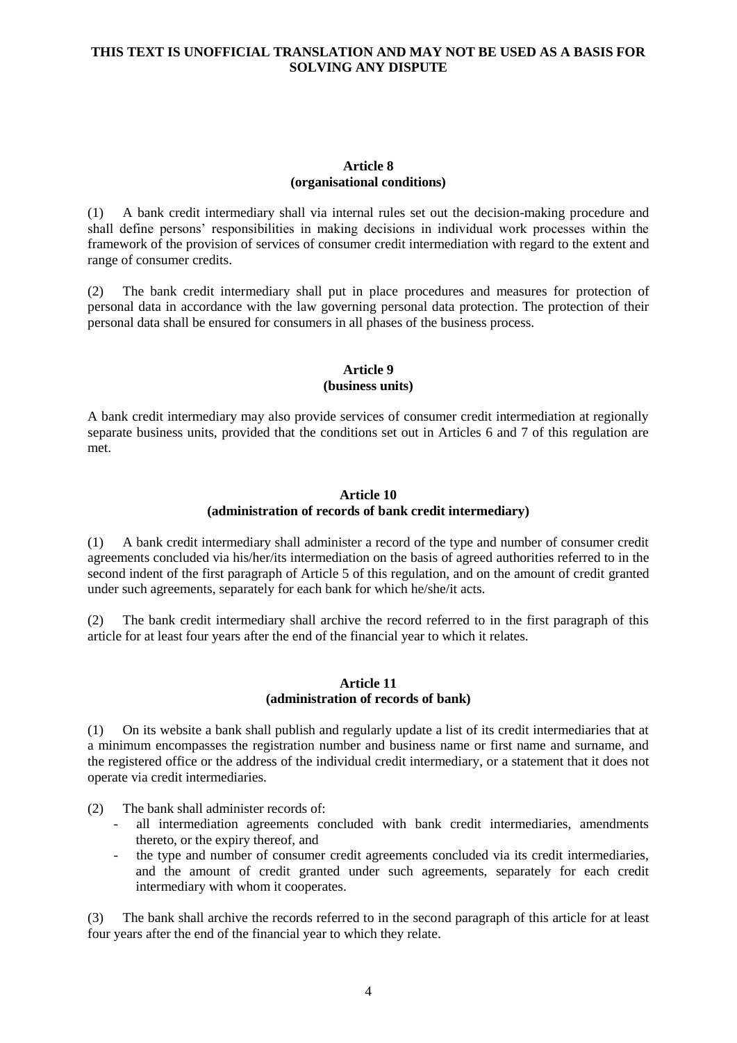**THIS TEXT IS UNOFFICIAL TRANSLATION AND MAY NOT BE USED AS A BASIS FOR SOLVING ANY DISPUTE**

### Article 8
### (organisational conditions)

(1) A bank credit intermediary shall via internal rules set out the decision-making procedure and shall define persons' responsibilities in making decisions in individual work processes within the framework of the provision of services of consumer credit intermediation with regard to the extent and range of consumer credits.

(2) The bank credit intermediary shall put in place procedures and measures for protection of personal data in accordance with the law governing personal data protection. The protection of their personal data shall be ensured for consumers in all phases of the business process.

### Article 9
### (business units)

A bank credit intermediary may also provide services of consumer credit intermediation at regionally separate business units, provided that the conditions set out in Articles 6 and 7 of this regulation are met.

### Article 10
### (administration of records of bank credit intermediary)

(1) A bank credit intermediary shall administer a record of the type and number of consumer credit agreements concluded via his/her/its intermediation on the basis of agreed authorities referred to in the second indent of the first paragraph of Article 5 of this regulation, and on the amount of credit granted under such agreements, separately for each bank for which he/she/it acts.

(2) The bank credit intermediary shall archive the record referred to in the first paragraph of this article for at least four years after the end of the financial year to which it relates.

### Article 11
### (administration of records of bank)

(1) On its website a bank shall publish and regularly update a list of its credit intermediaries that at a minimum encompasses the registration number and business name or first name and surname, and the registered office or the address of the individual credit intermediary, or a statement that it does not operate via credit intermediaries.

(2) The bank shall administer records of:

- all intermediation agreements concluded with bank credit intermediaries, amendments thereto, or the expiry thereof, and
- the type and number of consumer credit agreements concluded via its credit intermediaries, and the amount of credit granted under such agreements, separately for each credit intermediary with whom it cooperates.

(3) The bank shall archive the records referred to in the second paragraph of this article for at least four years after the end of the financial year to which they relate.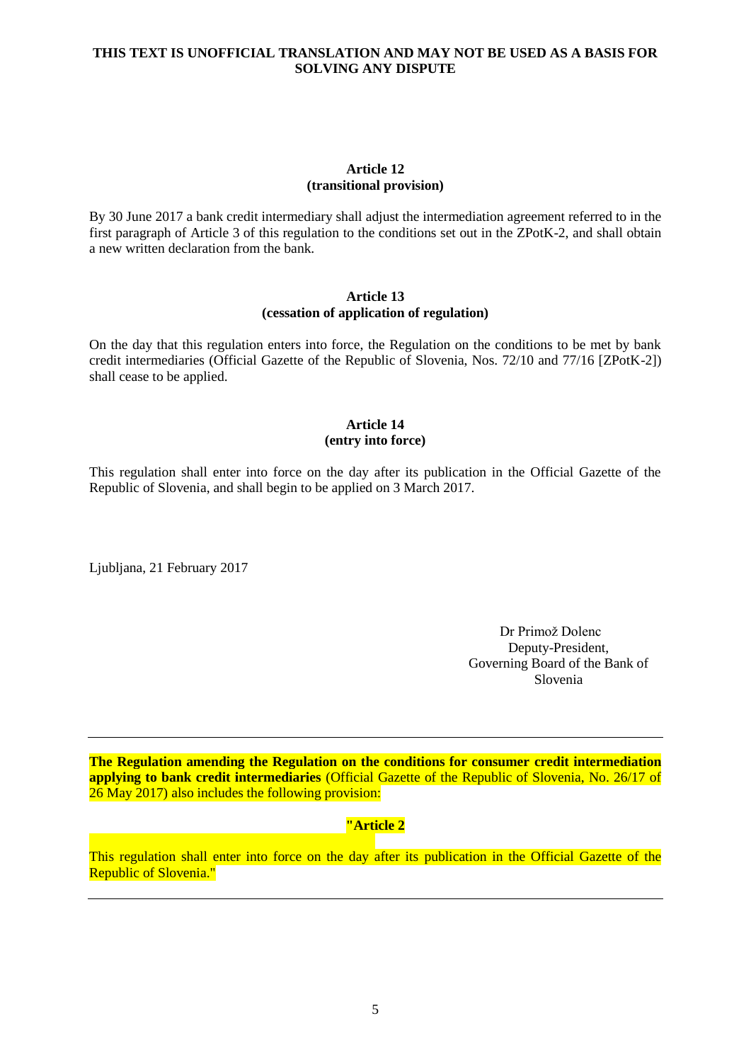**THIS TEXT IS UNOFFICIAL TRANSLATION AND MAY NOT BE USED AS A BASIS FOR SOLVING ANY DISPUTE**

**Article 12**
**(transitional provision)**

By 30 June 2017 a bank credit intermediary shall adjust the intermediation agreement referred to in the first paragraph of Article 3 of this regulation to the conditions set out in the ZPotK-2, and shall obtain a new written declaration from the bank.

**Article 13**
**(cessation of application of regulation)**

On the day that this regulation enters into force, the Regulation on the conditions to be met by bank credit intermediaries (Official Gazette of the Republic of Slovenia, Nos. 72/10 and 77/16 [ZPotK-2]) shall cease to be applied.

**Article 14**
**(entry into force)**

This regulation shall enter into force on the day after its publication in the Official Gazette of the Republic of Slovenia, and shall begin to be applied on 3 March 2017.

Ljubljana, 21 February 2017

Dr Primož Dolenc
Deputy-President,
Governing Board of the Bank of Slovenia

---

**The Regulation amending the Regulation on the conditions for consumer credit intermediation applying to bank credit intermediaries** (Official Gazette of the Republic of Slovenia, No. 26/17 of 26 May 2017) also includes the following provision:

**"Article 2**

This regulation shall enter into force on the day after its publication in the Official Gazette of the Republic of Slovenia."

---